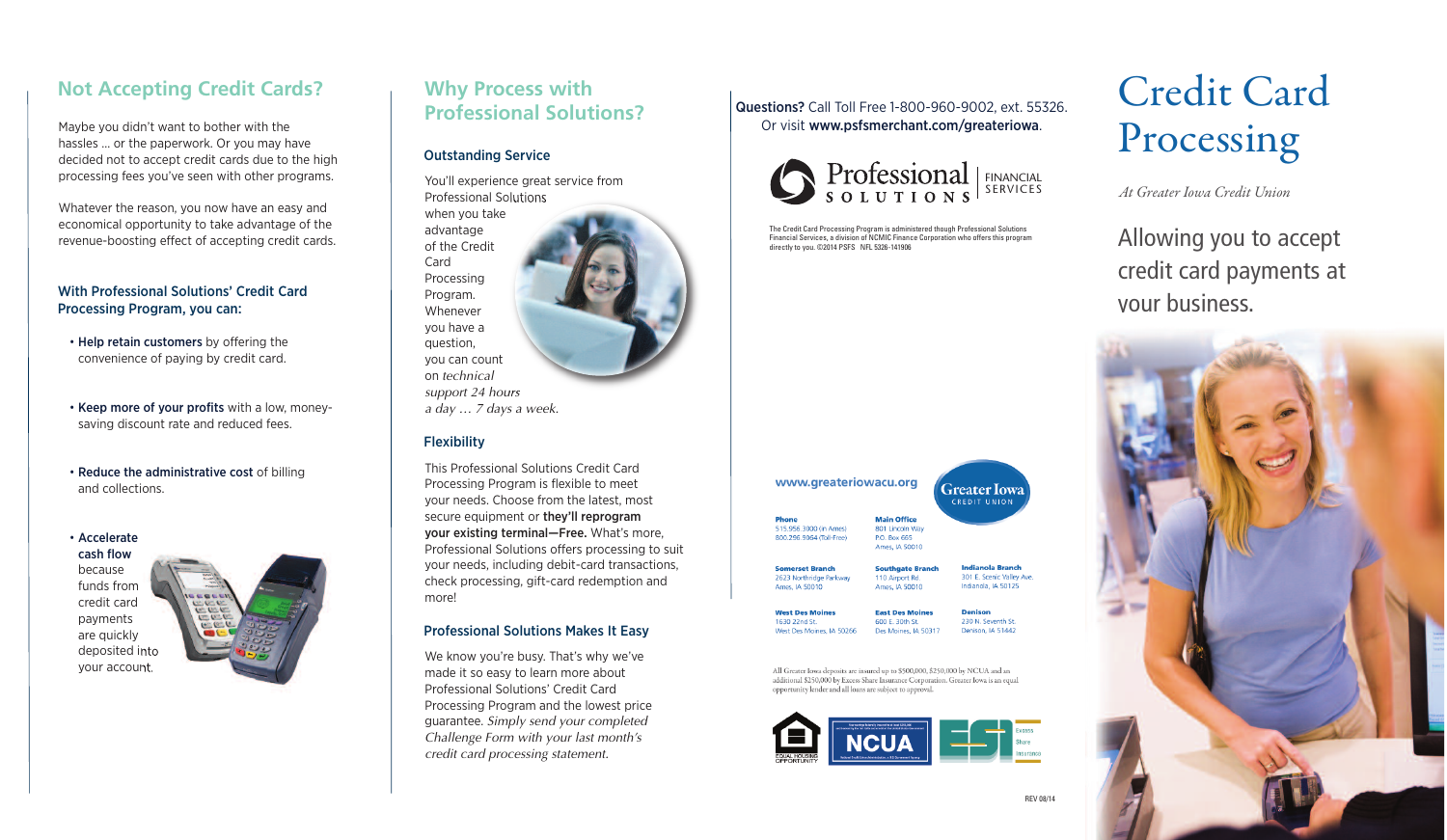## Not Accepting Credit Cards?

Maybe you didn't want to bother with the hassles … or the paperwork. Or you may have decided not to accept credit cards due to the high processing fees you've seen with other programs.

Whatever the reason, you now have an easy and economical opportunity to take advantage of the revenue-boosting effect of accepting credit cards.

### With Professional Solutions' Credit Card Processing Program, you can:

- **Help retain customers** by offering the convenience of paying by credit card.
- **Keep more of your profits** with a low, money-saving discount rate and reduced fees.
- **Reduce the administrative cost** of billing and collections.
- **Accelerate cash flow** because funds from credit card payments are quickly deposited into your account.

## Why Process with Professional Solutions?

### Outstanding Service

You'll experience great service from Professional Solutions when you take advantage of the Credit Card Processing Program. Whenever you have a question, you can count on *technical support 24 hours a day … 7 days a week.*

### Flexibility

This Professional Solutions Credit Card Processing Program is flexible to meet your needs. Choose from the latest, most secure equipment or **they'll reprogram your existing terminal—Free.** What's more, Professional Solutions offers processing to suit your needs, including debit-card transactions, check processing, gift-card redemption and more!

### Professional Solutions Makes It Easy

We know you're busy. That's why we've made it so easy to learn more about Professional Solutions' Credit Card Processing Program and the lowest price guarantee. *Simply send your completed Challenge Form with your last month's credit card processing statement.*

**Questions?** Call Toll Free 1-800-960-9002, ext. 55326. Or visit **www.psfsmerchant.com/greateriowa**.

Professional SOLUTIONS | FINANCIAL SERVICES

The Credit Card Processing Program is administered though Professional Solutions Financial Services, a division of NCMIC Finance Corporation who offers this program directly to you. ©2014 PSFS NFL 5326-141906

**www.greateriowacu.org**

Greater Iowa CREDIT UNION

**Phone**
515.956.3000 (in Ames)
800.296.9064 (Toll-Free)

**Main Office**
801 Lincoln Way
P.O. Box 665
Ames, IA 50010

**Somerset Branch**
2623 Northridge Parkway
Ames, IA 50010

**Southgate Branch**
110 Airport Rd.
Ames, IA 50010

**Indianola Branch**
301 E. Scenic Valley Ave.
Indianola, IA 50125

**West Des Moines**
1630 22nd St.
West Des Moines, IA 50266

**East Des Moines**
600 E. 30th St.
Des Moines, IA 50317

**Denison**
230 N. Seventh St.
Denison, IA 51442

All Greater Iowa deposits are insured up to $500,000, $250,000 by NCUA and an additional $250,000 by Excess Share Insurance Corporation. Greater Iowa is an equal opportunity lender and all loans are subject to approval.

EQUAL HOUSING OPPORTUNITY · NCUA · ESI Excess Share Insurance

REV 08/14

# Credit Card Processing

*At Greater Iowa Credit Union*

Allowing you to accept credit card payments at your business.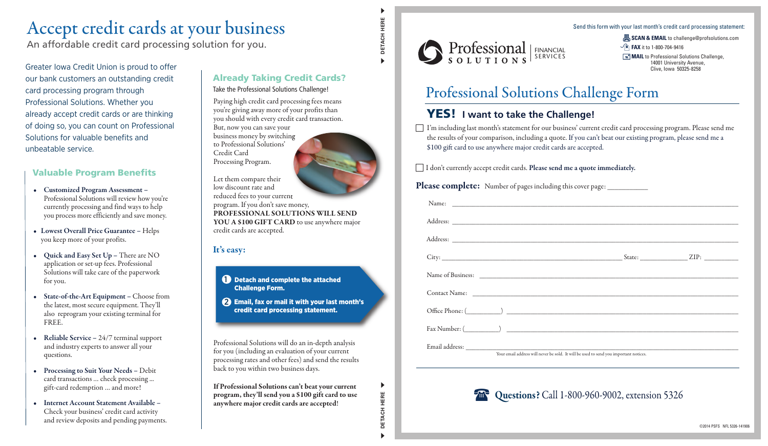# Accept credit cards at your business

An affordable credit card processing solution for you.

Greater Iowa Credit Union is proud to offer our bank customers an outstanding credit card processing program through Professional Solutions. Whether you already accept credit cards or are thinking of doing so, you can count on Professional Solutions for valuable benefits and unbeatable service.

## Valuable Program Benefits

- **Customized Program Assessment** – Professional Solutions will review how you're currently processing and find ways to help you process more efficiently and save money.
- **Lowest Overall Price Guarantee** – Helps you keep more of your profits.
- **Quick and Easy Set Up** – There are NO application or set-up fees. Professional Solutions will take care of the paperwork for you.
- **State-of-the-Art Equipment** – Choose from the latest, most secure equipment. They'll also reprogram your existing terminal for FREE.
- **Reliable Service** – 24/7 terminal support and industry experts to answer all your questions.
- **Processing to Suit Your Needs** – Debit card transactions ... check processing ... gift-card redemption ... and more!
- **Internet Account Statement Available** – Check your business' credit card activity and review deposits and pending payments.

## Already Taking Credit Cards?

Take the Professional Solutions Challenge!

Paying high credit card processing fees means you're giving away more of your profits than you should with every credit card transaction. But, now you can save your business money by switching to Professional Solutions' Credit Card Processing Program.

Let them compare their low discount rate and reduced fees to your current program. If you don't save money, **PROFESSIONAL SOLUTIONS WILL SEND YOU A $100 GIFT CARD** to use anywhere major credit cards are accepted.

### It's easy:

1. **Detach and complete the attached Challenge Form.**
2. **Email, fax or mail it with your last month's credit card processing statement.**

Professional Solutions will do an in-depth analysis for you (including an evaluation of your current processing rates and other fees) and send the results back to you within two business days.

**If Professional Solutions can't beat your current program, they'll send you a $100 gift card to use anywhere major credit cards are accepted!**

DETACH HERE

---

Professional SOLUTIONS | FINANCIAL SERVICES

Send this form with your last month's credit card processing statement:

- **SCAN & EMAIL** to challenge@profsolutions.com
- **FAX** it to 1-800-704-9416
- **MAIL** to Professional Solutions Challenge, 14001 University Avenue, Clive, Iowa 50325-8258

# Professional Solutions Challenge Form

## YES! I want to take the Challenge!

☐ I'm including last month's statement for our business' current credit card processing program. Please send me the results of your comparison, including a quote. If you can't beat our existing program, please send me a $100 gift card to use anywhere major credit cards are accepted.

☐ I don't currently accept credit cards. **Please send me a quote immediately.**

**Please complete:** Number of pages including this cover page: __________

Name: ______________________________

Address: ______________________________

Address: ______________________________

City: ______________________ State: __________ ZIP: __________

Name of Business: ______________________________

Contact Name: ______________________________

Office Phone: (________) ______________________________

Fax Number: (________) ______________________________

Email address: ______________________________

Your email address will never be sold. It will be used to send you important notices.

**Questions?** Call 1-800-960-9002, extension 5326

©2014 PSFS NFL 5326-141906